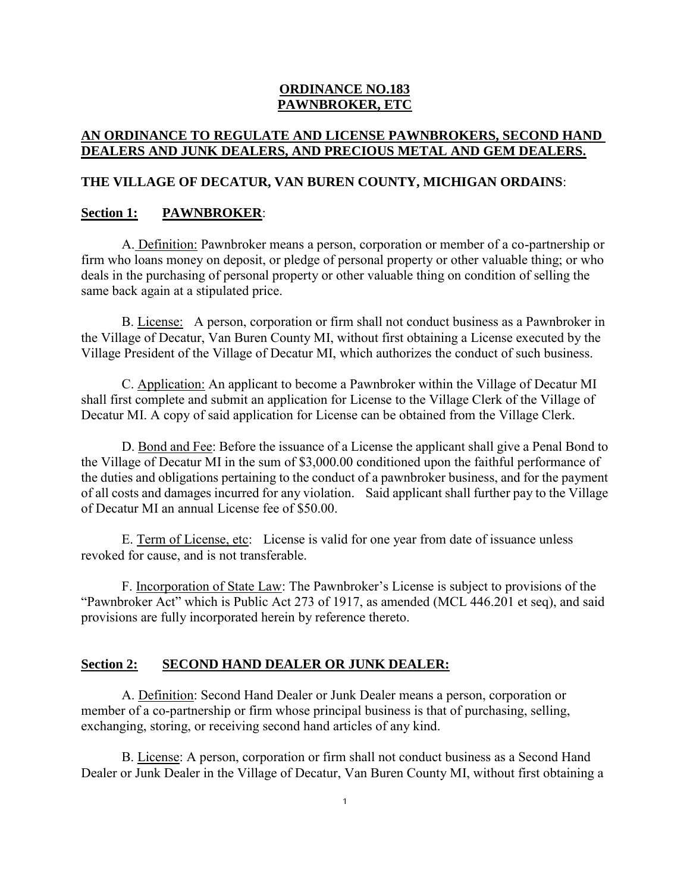# ORDINANCE NO.183
# PAWNBROKER, ETC

## AN ORDINANCE TO REGULATE AND LICENSE PAWNBROKERS, SECOND HAND DEALERS AND JUNK DEALERS, AND PRECIOUS METAL AND GEM DEALERS.

**THE VILLAGE OF DECATUR, VAN BUREN COUNTY, MICHIGAN ORDAINS**:

### Section 1: PAWNBROKER:

A. Definition: Pawnbroker means a person, corporation or member of a co-partnership or firm who loans money on deposit, or pledge of personal property or other valuable thing; or who deals in the purchasing of personal property or other valuable thing on condition of selling the same back again at a stipulated price.

B. License: A person, corporation or firm shall not conduct business as a Pawnbroker in the Village of Decatur, Van Buren County MI, without first obtaining a License executed by the Village President of the Village of Decatur MI, which authorizes the conduct of such business.

C. Application: An applicant to become a Pawnbroker within the Village of Decatur MI shall first complete and submit an application for License to the Village Clerk of the Village of Decatur MI. A copy of said application for License can be obtained from the Village Clerk.

D. Bond and Fee: Before the issuance of a License the applicant shall give a Penal Bond to the Village of Decatur MI in the sum of $3,000.00 conditioned upon the faithful performance of the duties and obligations pertaining to the conduct of a pawnbroker business, and for the payment of all costs and damages incurred for any violation. Said applicant shall further pay to the Village of Decatur MI an annual License fee of $50.00.

E. Term of License, etc: License is valid for one year from date of issuance unless revoked for cause, and is not transferable.

F. Incorporation of State Law: The Pawnbroker's License is subject to provisions of the "Pawnbroker Act" which is Public Act 273 of 1917, as amended (MCL 446.201 et seq), and said provisions are fully incorporated herein by reference thereto.

### Section 2: SECOND HAND DEALER OR JUNK DEALER:

A. Definition: Second Hand Dealer or Junk Dealer means a person, corporation or member of a co-partnership or firm whose principal business is that of purchasing, selling, exchanging, storing, or receiving second hand articles of any kind.

B. License: A person, corporation or firm shall not conduct business as a Second Hand Dealer or Junk Dealer in the Village of Decatur, Van Buren County MI, without first obtaining a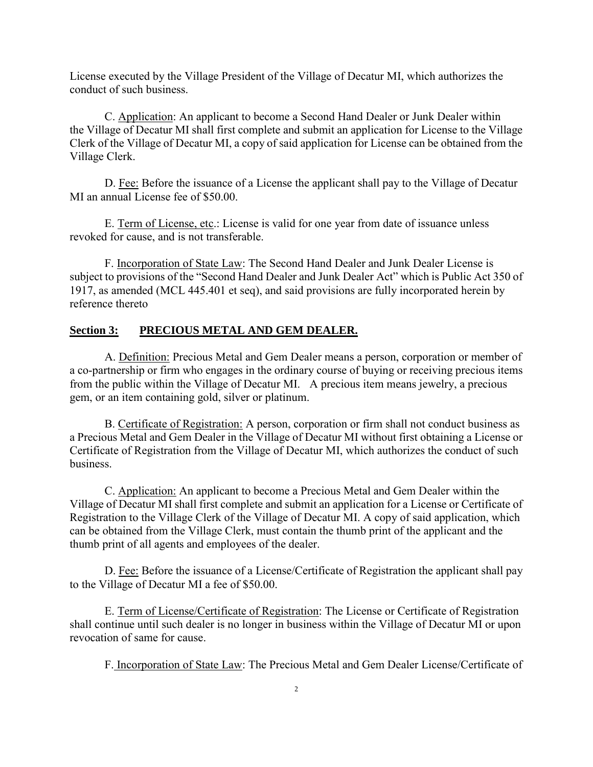License executed by the Village President of the Village of Decatur MI, which authorizes the conduct of such business.

C. Application: An applicant to become a Second Hand Dealer or Junk Dealer within the Village of Decatur MI shall first complete and submit an application for License to the Village Clerk of the Village of Decatur MI, a copy of said application for License can be obtained from the Village Clerk.

D. Fee: Before the issuance of a License the applicant shall pay to the Village of Decatur MI an annual License fee of $50.00.

E. Term of License, etc.: License is valid for one year from date of issuance unless revoked for cause, and is not transferable.

F. Incorporation of State Law: The Second Hand Dealer and Junk Dealer License is subject to provisions of the "Second Hand Dealer and Junk Dealer Act" which is Public Act 350 of 1917, as amended (MCL 445.401 et seq), and said provisions are fully incorporated herein by reference thereto

## Section 3: PRECIOUS METAL AND GEM DEALER.

A. Definition: Precious Metal and Gem Dealer means a person, corporation or member of a co-partnership or firm who engages in the ordinary course of buying or receiving precious items from the public within the Village of Decatur MI. A precious item means jewelry, a precious gem, or an item containing gold, silver or platinum.

B. Certificate of Registration: A person, corporation or firm shall not conduct business as a Precious Metal and Gem Dealer in the Village of Decatur MI without first obtaining a License or Certificate of Registration from the Village of Decatur MI, which authorizes the conduct of such business.

C. Application: An applicant to become a Precious Metal and Gem Dealer within the Village of Decatur MI shall first complete and submit an application for a License or Certificate of Registration to the Village Clerk of the Village of Decatur MI. A copy of said application, which can be obtained from the Village Clerk, must contain the thumb print of the applicant and the thumb print of all agents and employees of the dealer.

D. Fee: Before the issuance of a License/Certificate of Registration the applicant shall pay to the Village of Decatur MI a fee of $50.00.

E. Term of License/Certificate of Registration: The License or Certificate of Registration shall continue until such dealer is no longer in business within the Village of Decatur MI or upon revocation of same for cause.

F. Incorporation of State Law: The Precious Metal and Gem Dealer License/Certificate of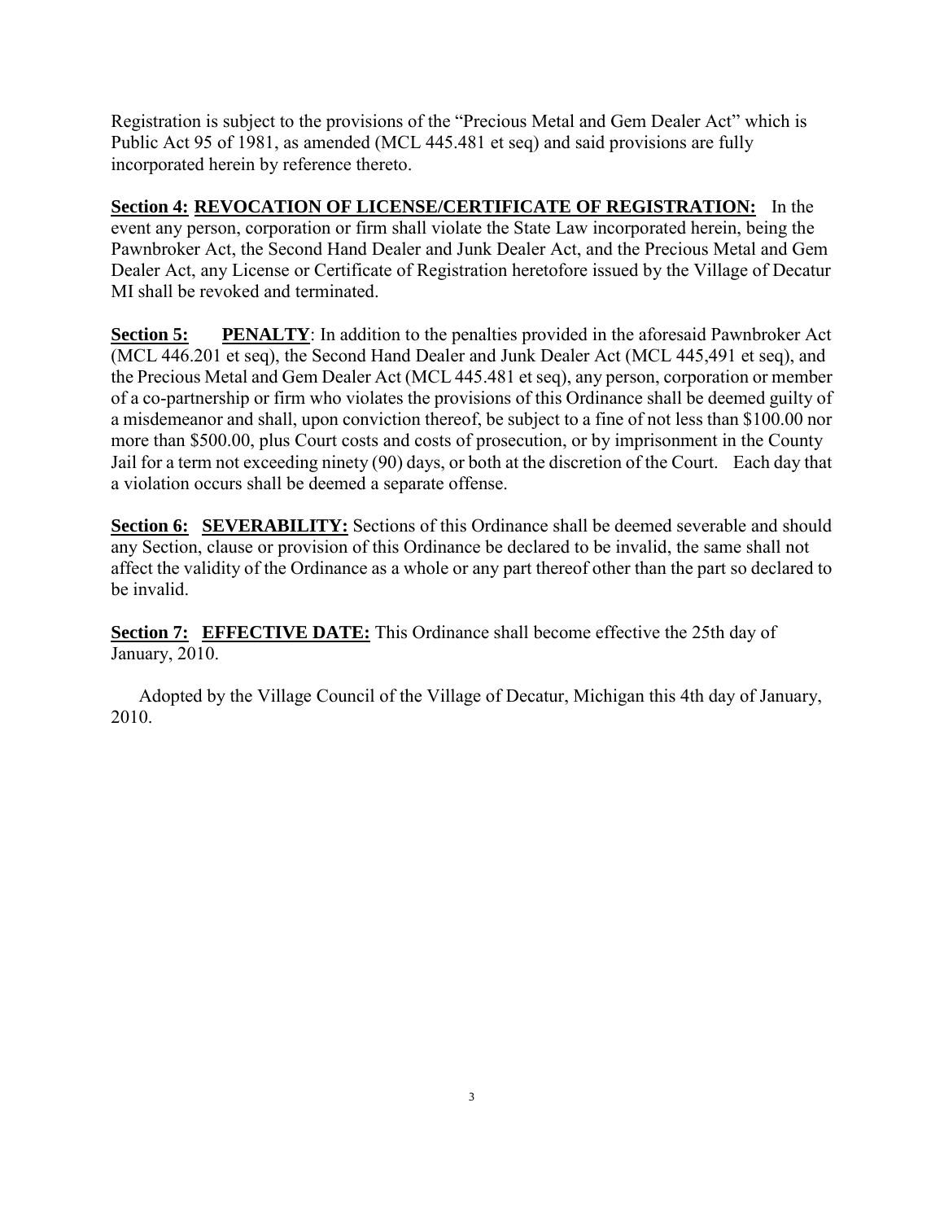Registration is subject to the provisions of the "Precious Metal and Gem Dealer Act" which is Public Act 95 of 1981, as amended (MCL 445.481 et seq) and said provisions are fully incorporated herein by reference thereto.

**Section 4:** **REVOCATION OF LICENSE/CERTIFICATE OF REGISTRATION:** In the event any person, corporation or firm shall violate the State Law incorporated herein, being the Pawnbroker Act, the Second Hand Dealer and Junk Dealer Act, and the Precious Metal and Gem Dealer Act, any License or Certificate of Registration heretofore issued by the Village of Decatur MI shall be revoked and terminated.

**Section 5:** **PENALTY**: In addition to the penalties provided in the aforesaid Pawnbroker Act (MCL 446.201 et seq), the Second Hand Dealer and Junk Dealer Act (MCL 445,491 et seq), and the Precious Metal and Gem Dealer Act (MCL 445.481 et seq), any person, corporation or member of a co-partnership or firm who violates the provisions of this Ordinance shall be deemed guilty of a misdemeanor and shall, upon conviction thereof, be subject to a fine of not less than $100.00 nor more than $500.00, plus Court costs and costs of prosecution, or by imprisonment in the County Jail for a term not exceeding ninety (90) days, or both at the discretion of the Court. Each day that a violation occurs shall be deemed a separate offense.

**Section 6:** **SEVERABILITY:** Sections of this Ordinance shall be deemed severable and should any Section, clause or provision of this Ordinance be declared to be invalid, the same shall not affect the validity of the Ordinance as a whole or any part thereof other than the part so declared to be invalid.

**Section 7:** **EFFECTIVE DATE:** This Ordinance shall become effective the 25th day of January, 2010.

Adopted by the Village Council of the Village of Decatur, Michigan this 4th day of January, 2010.